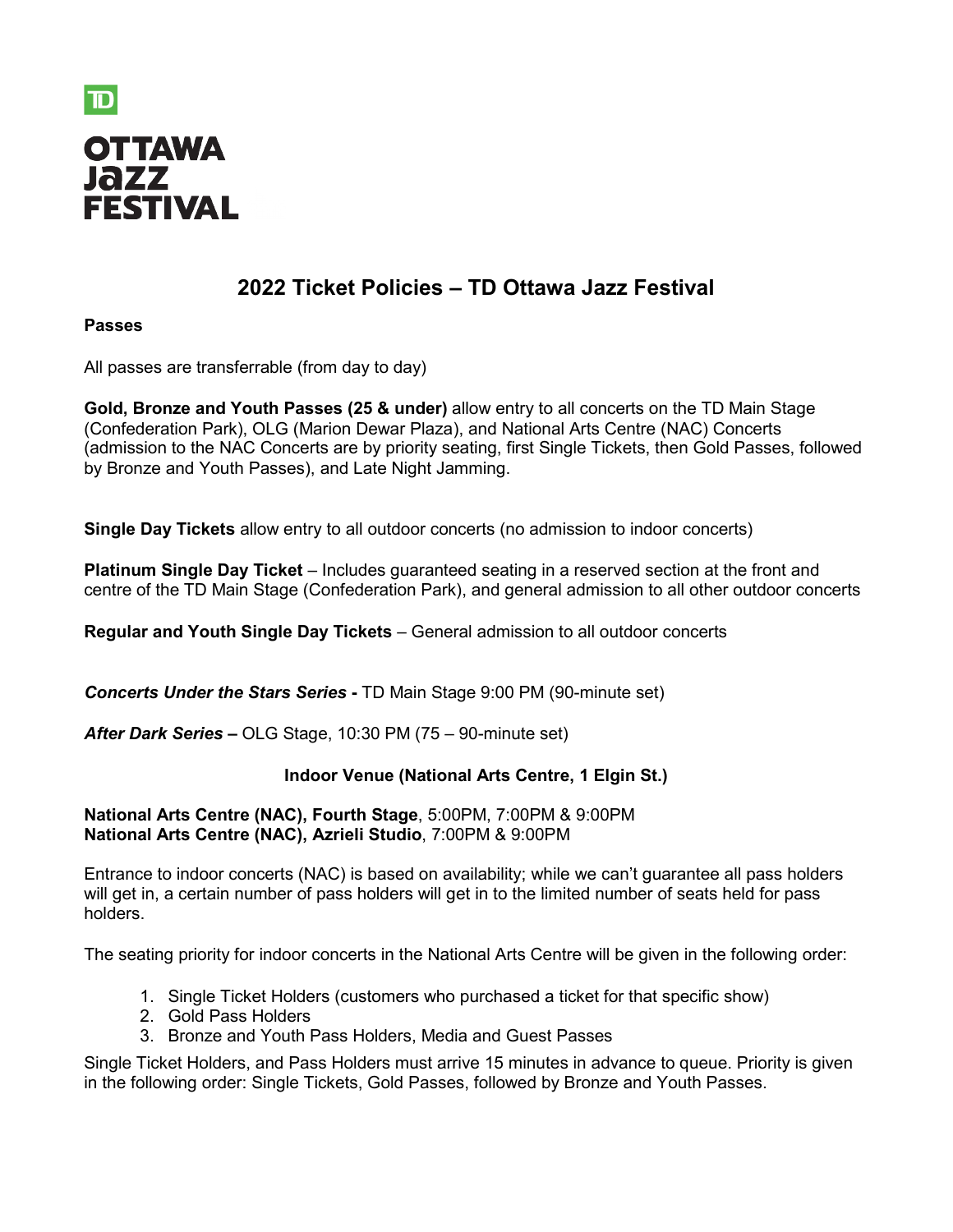TD

OTTAWA
Jazz
FESTIVAL

# 2022 Ticket Policies – TD Ottawa Jazz Festival

**Passes**

All passes are transferrable (from day to day)

**Gold, Bronze and Youth Passes (25 & under)** allow entry to all concerts on the TD Main Stage (Confederation Park), OLG (Marion Dewar Plaza), and National Arts Centre (NAC) Concerts (admission to the NAC Concerts are by priority seating, first Single Tickets, then Gold Passes, followed by Bronze and Youth Passes), and Late Night Jamming.

**Single Day Tickets** allow entry to all outdoor concerts (no admission to indoor concerts)

**Platinum Single Day Ticket** – Includes guaranteed seating in a reserved section at the front and centre of the TD Main Stage (Confederation Park), and general admission to all other outdoor concerts

**Regular and Youth Single Day Tickets** – General admission to all outdoor concerts

***Concerts Under the Stars Series*** **-** TD Main Stage 9:00 PM (90-minute set)

***After Dark Series*** **–** OLG Stage, 10:30 PM (75 – 90-minute set)

**Indoor Venue (National Arts Centre, 1 Elgin St.)**

**National Arts Centre (NAC), Fourth Stage**, 5:00PM, 7:00PM & 9:00PM
**National Arts Centre (NAC), Azrieli Studio**, 7:00PM & 9:00PM

Entrance to indoor concerts (NAC) is based on availability; while we can't guarantee all pass holders will get in, a certain number of pass holders will get in to the limited number of seats held for pass holders.

The seating priority for indoor concerts in the National Arts Centre will be given in the following order:

1. Single Ticket Holders (customers who purchased a ticket for that specific show)
2. Gold Pass Holders
3. Bronze and Youth Pass Holders, Media and Guest Passes

Single Ticket Holders, and Pass Holders must arrive 15 minutes in advance to queue. Priority is given in the following order: Single Tickets, Gold Passes, followed by Bronze and Youth Passes.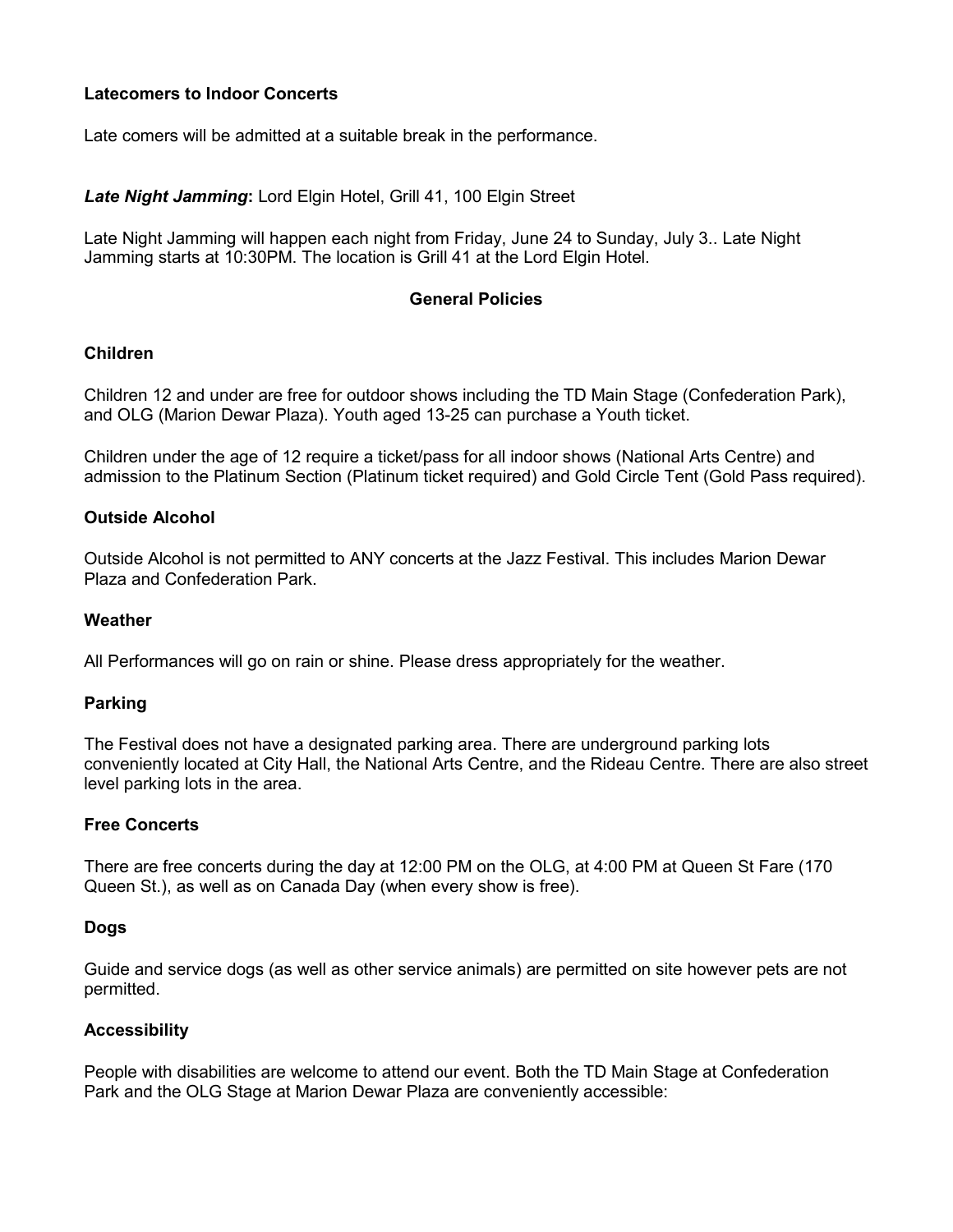**Latecomers to Indoor Concerts**

Late comers will be admitted at a suitable break in the performance.

***Late Night Jamming*:** Lord Elgin Hotel, Grill 41, 100 Elgin Street

Late Night Jamming will happen each night from Friday, June 24 to Sunday, July 3.. Late Night Jamming starts at 10:30PM. The location is Grill 41 at the Lord Elgin Hotel.

## General Policies

**Children**

Children 12 and under are free for outdoor shows including the TD Main Stage (Confederation Park), and OLG (Marion Dewar Plaza). Youth aged 13-25 can purchase a Youth ticket.

Children under the age of 12 require a ticket/pass for all indoor shows (National Arts Centre) and admission to the Platinum Section (Platinum ticket required) and Gold Circle Tent (Gold Pass required).

**Outside Alcohol**

Outside Alcohol is not permitted to ANY concerts at the Jazz Festival. This includes Marion Dewar Plaza and Confederation Park.

**Weather**

All Performances will go on rain or shine. Please dress appropriately for the weather.

**Parking**

The Festival does not have a designated parking area. There are underground parking lots conveniently located at City Hall, the National Arts Centre, and the Rideau Centre. There are also street level parking lots in the area.

**Free Concerts**

There are free concerts during the day at 12:00 PM on the OLG, at 4:00 PM at Queen St Fare (170 Queen St.), as well as on Canada Day (when every show is free).

**Dogs**

Guide and service dogs (as well as other service animals) are permitted on site however pets are not permitted.

**Accessibility**

People with disabilities are welcome to attend our event. Both the TD Main Stage at Confederation Park and the OLG Stage at Marion Dewar Plaza are conveniently accessible: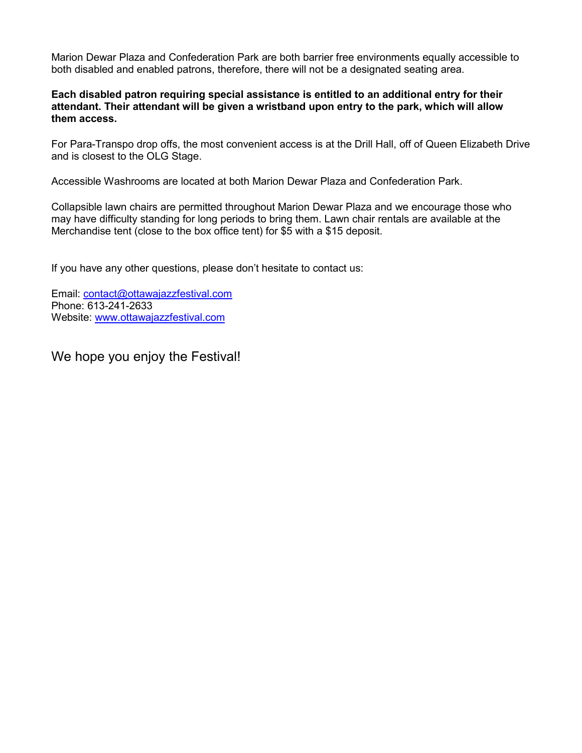Marion Dewar Plaza and Confederation Park are both barrier free environments equally accessible to both disabled and enabled patrons, therefore, there will not be a designated seating area.

**Each disabled patron requiring special assistance is entitled to an additional entry for their attendant. Their attendant will be given a wristband upon entry to the park, which will allow them access.**

For Para-Transpo drop offs, the most convenient access is at the Drill Hall, off of Queen Elizabeth Drive and is closest to the OLG Stage.

Accessible Washrooms are located at both Marion Dewar Plaza and Confederation Park.

Collapsible lawn chairs are permitted throughout Marion Dewar Plaza and we encourage those who may have difficulty standing for long periods to bring them. Lawn chair rentals are available at the Merchandise tent (close to the box office tent) for $5 with a $15 deposit.

If you have any other questions, please don't hesitate to contact us:

Email: contact@ottawajazzfestival.com
Phone: 613-241-2633
Website: www.ottawajazzfestival.com

We hope you enjoy the Festival!